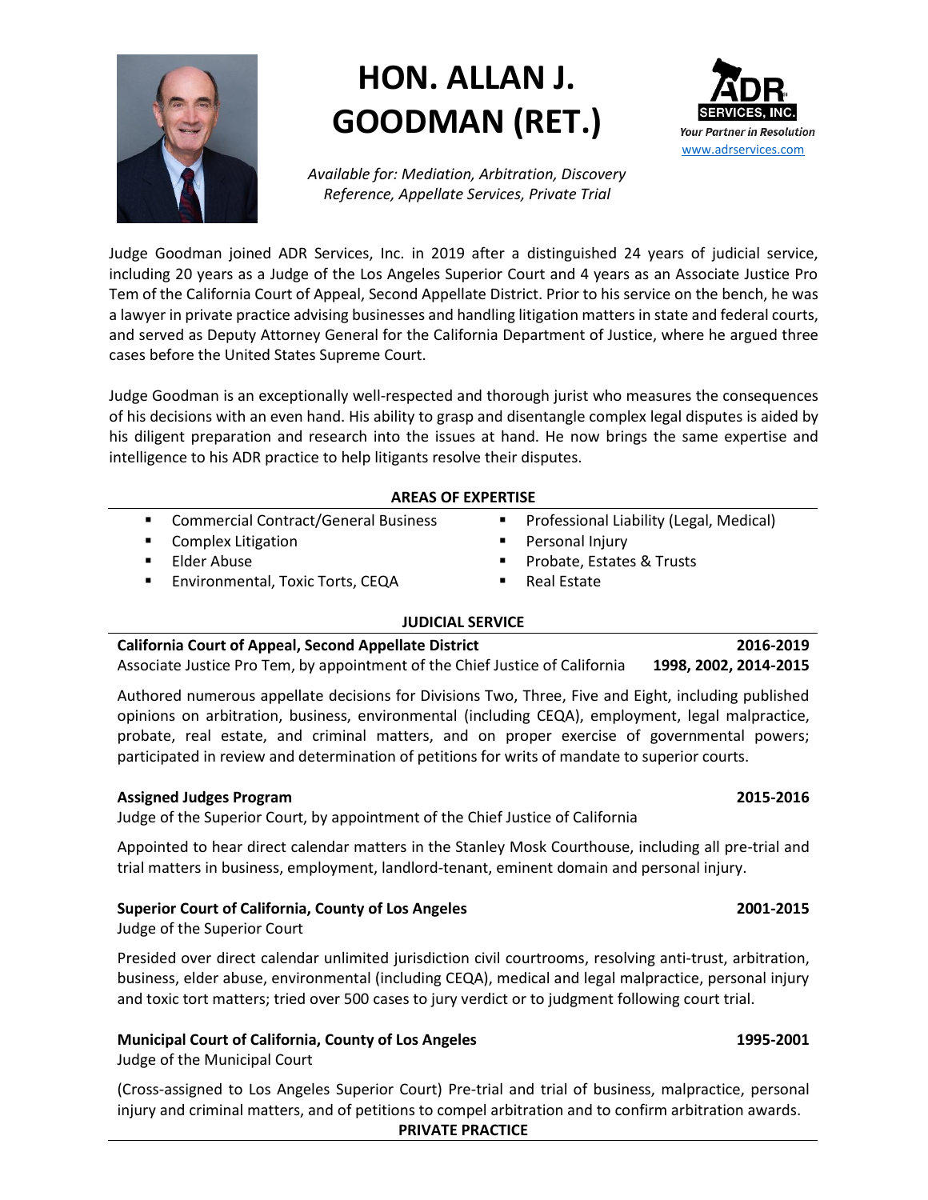# HON. ALLAN J. GOODMAN (RET.)

ADR SERVICES, INC.
*Your Partner in Resolution*
www.adrservices.com

*Available for: Mediation, Arbitration, Discovery Reference, Appellate Services, Private Trial*

Judge Goodman joined ADR Services, Inc. in 2019 after a distinguished 24 years of judicial service, including 20 years as a Judge of the Los Angeles Superior Court and 4 years as an Associate Justice Pro Tem of the California Court of Appeal, Second Appellate District. Prior to his service on the bench, he was a lawyer in private practice advising businesses and handling litigation matters in state and federal courts, and served as Deputy Attorney General for the California Department of Justice, where he argued three cases before the United States Supreme Court.

Judge Goodman is an exceptionally well-respected and thorough jurist who measures the consequences of his decisions with an even hand. His ability to grasp and disentangle complex legal disputes is aided by his diligent preparation and research into the issues at hand. He now brings the same expertise and intelligence to his ADR practice to help litigants resolve their disputes.

## AREAS OF EXPERTISE

- Commercial Contract/General Business
- Complex Litigation
- Elder Abuse
- Environmental, Toxic Torts, CEQA
- Professional Liability (Legal, Medical)
- Personal Injury
- Probate, Estates & Trusts
- Real Estate

## JUDICIAL SERVICE

**California Court of Appeal, Second Appellate District** **2016-2019**
Associate Justice Pro Tem, by appointment of the Chief Justice of California **1998, 2002, 2014-2015**

Authored numerous appellate decisions for Divisions Two, Three, Five and Eight, including published opinions on arbitration, business, environmental (including CEQA), employment, legal malpractice, probate, real estate, and criminal matters, and on proper exercise of governmental powers; participated in review and determination of petitions for writs of mandate to superior courts.

**Assigned Judges Program** **2015-2016**
Judge of the Superior Court, by appointment of the Chief Justice of California

Appointed to hear direct calendar matters in the Stanley Mosk Courthouse, including all pre-trial and trial matters in business, employment, landlord-tenant, eminent domain and personal injury.

**Superior Court of California, County of Los Angeles** **2001-2015**
Judge of the Superior Court

Presided over direct calendar unlimited jurisdiction civil courtrooms, resolving anti-trust, arbitration, business, elder abuse, environmental (including CEQA), medical and legal malpractice, personal injury and toxic tort matters; tried over 500 cases to jury verdict or to judgment following court trial.

**Municipal Court of California, County of Los Angeles** **1995-2001**
Judge of the Municipal Court

(Cross-assigned to Los Angeles Superior Court) Pre-trial and trial of business, malpractice, personal injury and criminal matters, and of petitions to compel arbitration and to confirm arbitration awards.

## PRIVATE PRACTICE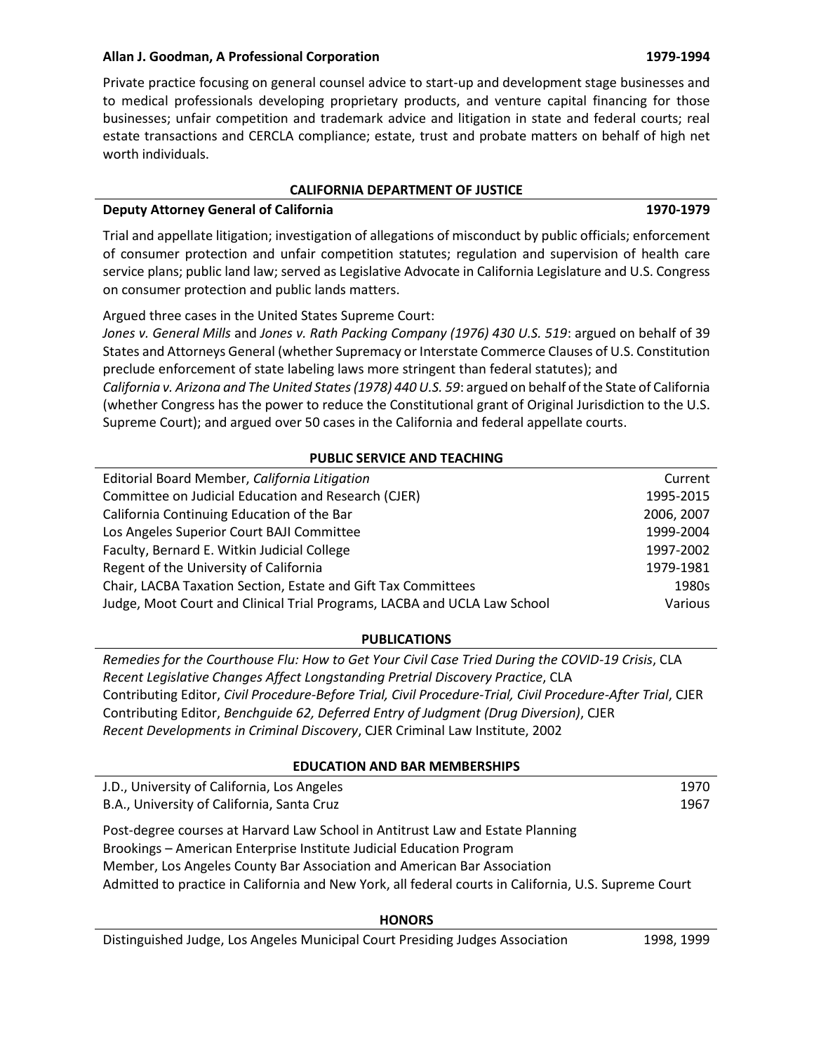**Allan J. Goodman, A Professional Corporation** **1979-1994**

Private practice focusing on general counsel advice to start-up and development stage businesses and to medical professionals developing proprietary products, and venture capital financing for those businesses; unfair competition and trademark advice and litigation in state and federal courts; real estate transactions and CERCLA compliance; estate, trust and probate matters on behalf of high net worth individuals.

## CALIFORNIA DEPARTMENT OF JUSTICE

**Deputy Attorney General of California** **1970-1979**

Trial and appellate litigation; investigation of allegations of misconduct by public officials; enforcement of consumer protection and unfair competition statutes; regulation and supervision of health care service plans; public land law; served as Legislative Advocate in California Legislature and U.S. Congress on consumer protection and public lands matters.

Argued three cases in the United States Supreme Court:
*Jones v. General Mills* and *Jones v. Rath Packing Company (1976) 430 U.S. 519*: argued on behalf of 39 States and Attorneys General (whether Supremacy or Interstate Commerce Clauses of U.S. Constitution preclude enforcement of state labeling laws more stringent than federal statutes); and
*California v. Arizona and The United States (1978) 440 U.S. 59*: argued on behalf of the State of California (whether Congress has the power to reduce the Constitutional grant of Original Jurisdiction to the U.S. Supreme Court); and argued over 50 cases in the California and federal appellate courts.

## PUBLIC SERVICE AND TEACHING

| | |
|---|---|
| Editorial Board Member, *California Litigation* | Current |
| Committee on Judicial Education and Research (CJER) | 1995-2015 |
| California Continuing Education of the Bar | 2006, 2007 |
| Los Angeles Superior Court BAJI Committee | 1999-2004 |
| Faculty, Bernard E. Witkin Judicial College | 1997-2002 |
| Regent of the University of California | 1979-1981 |
| Chair, LACBA Taxation Section, Estate and Gift Tax Committees | 1980s |
| Judge, Moot Court and Clinical Trial Programs, LACBA and UCLA Law School | Various |

## PUBLICATIONS

*Remedies for the Courthouse Flu: How to Get Your Civil Case Tried During the COVID-19 Crisis*, CLA
*Recent Legislative Changes Affect Longstanding Pretrial Discovery Practice*, CLA
Contributing Editor, *Civil Procedure-Before Trial, Civil Procedure-Trial, Civil Procedure-After Trial*, CJER
Contributing Editor, *Benchguide 62, Deferred Entry of Judgment (Drug Diversion)*, CJER
*Recent Developments in Criminal Discovery*, CJER Criminal Law Institute, 2002

## EDUCATION AND BAR MEMBERSHIPS

| | |
|---|---|
| J.D., University of California, Los Angeles | 1970 |
| B.A., University of California, Santa Cruz | 1967 |

Post-degree courses at Harvard Law School in Antitrust Law and Estate Planning
Brookings – American Enterprise Institute Judicial Education Program
Member, Los Angeles County Bar Association and American Bar Association
Admitted to practice in California and New York, all federal courts in California, U.S. Supreme Court

## HONORS

| | |
|---|---|
| Distinguished Judge, Los Angeles Municipal Court Presiding Judges Association | 1998, 1999 |